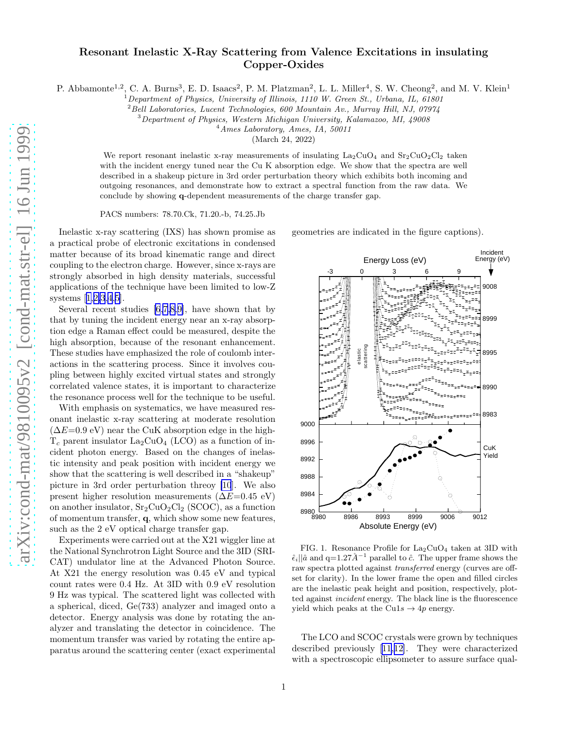# Resonant Inelastic X-Ray Scattering from Valence Excitations in insulating Copper-Oxides

P. Abbamonte[1,2], C. A. Burns[3], E. D. Isaacs[2], P. M. Platzman[2], L. L. Miller[4], S. W. Cheong[2], and M. V. Klein[1]

[1] *Department of Physics, University of Illinois, 1110 W. Green St., Urbana, IL, 61801*
[2] *Bell Laboratories, Lucent Technologies, 600 Mountain Av., Murray Hill, NJ, 07974*
[3] *Department of Physics, Western Michigan University, Kalamazoo, MI, 49008*
[4] *Ames Laboratory, Ames, IA, 50011*

(March 24, 2022)

We report resonant inelastic x-ray measurements of insulating $La_2CuO_4$ and $Sr_2CuO_2Cl_2$ taken with the incident energy tuned near the Cu K absorption edge. We show that the spectra are well described in a shakeup picture in 3rd order perturbation theory which exhibits both incoming and outgoing resonances, and demonstrate how to extract a spectral function from the raw data. We conclude by showing **q**-dependent measurements of the charge transfer gap.

PACS numbers: 78.70.Ck, 71.20.-b, 74.25.Jb

Inelastic x-ray scattering (IXS) has shown promise as a practical probe of electronic excitations in condensed matter because of its broad kinematic range and direct coupling to the electron charge. However, since x-rays are strongly absorbed in high density materials, successful applications of the technique have been limited to low-Z systems [1,2,3,4,5].

Several recent studies [6,7,8,9], have shown that by that by tuning the incident energy near an x-ray absorption edge a Raman effect could be measured, despite the high absorption, because of the resonant enhancement. These studies have emphasized the role of coulomb interactions in the scattering process. Since it involves coupling between highly excited virtual states and strongly correlated valence states, it is important to characterize the resonance process well for the technique to be useful.

With emphasis on systematics, we have measured resonant inelastic x-ray scattering at moderate resolution ($\Delta E$=0.9 eV) near the CuK absorption edge in the high-$T_c$ parent insulator $La_2CuO_4$ (LCO) as a function of incident photon energy. Based on the changes of inelastic intensity and peak position with incident energy we show that the scattering is well described in a "shakeup" picture in 3rd order perturbation threoy [10]. We also present higher resolution measurements ($\Delta E$=0.45 eV) on another insulator, $Sr_2CuO_2Cl_2$ (SCOC), as a function of momentum transfer, **q**, which show some new features, such as the 2 eV optical charge transfer gap.

Experiments were carried out at the X21 wiggler line at the National Synchrotron Light Source and the 3ID (SRI-CAT) undulator line at the Advanced Photon Source. At X21 the energy resolution was 0.45 eV and typical count rates were 0.4 Hz. At 3ID with 0.9 eV resolution 9 Hz was typical. The scattered light was collected with a spherical, diced, Ge(733) analyzer and imaged onto a detector. Energy analysis was done by rotating the analyzer and translating the detector in coincidence. The momentum transfer was varied by rotating the entire apparatus around the scattering center (exact experimental geometries are indicated in the figure captions).

FIG. 1. Resonance Profile for $La_2CuO_4$ taken at 3ID with $\hat{\epsilon}_i||\hat{a}$ and q=1.27$\AA^{-1}$ parallel to $\hat{c}$. The upper frame shows the raw spectra plotted against *transferred* energy (curves are offset for clarity). In the lower frame the open and filled circles are the inelastic peak height and position, respectively, plotted against *incident* energy. The black line is the fluorescence yield which peaks at the Cu$1s \to 4p$ energy.

The LCO and SCOC crystals were grown by techniques described previously [11,12]. They were characterized with a spectroscopic ellipsometer to assure surface qual-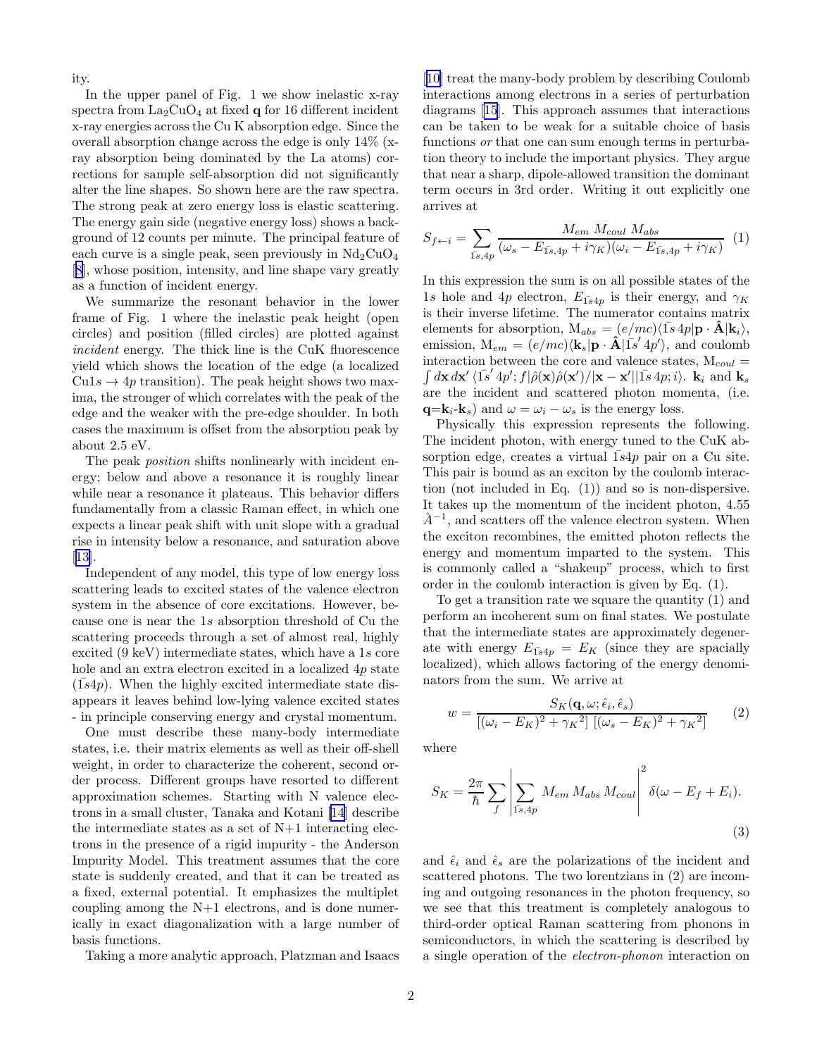ity.

In the upper panel of Fig. 1 we show inelastic x-ray spectra from $La_2CuO_4$ at fixed $\mathbf{q}$ for 16 different incident x-ray energies across the Cu K absorption edge. Since the overall absorption change across the edge is only 14% (x-ray absorption being dominated by the La atoms) corrections for sample self-absorption did not significantly alter the line shapes. So shown here are the raw spectra. The strong peak at zero energy loss is elastic scattering. The energy gain side (negative energy loss) shows a background of 12 counts per minute. The principal feature of each curve is a single peak, seen previously in $Nd_2CuO_4$ [8], whose position, intensity, and line shape vary greatly as a function of incident energy.

We summarize the resonant behavior in the lower frame of Fig. 1 where the inelastic peak height (open circles) and position (filled circles) are plotted against *incident* energy. The thick line is the CuK fluorescence yield which shows the location of the edge (a localized Cu$1s \rightarrow 4p$ transition). The peak height shows two maxima, the stronger of which correlates with the peak of the edge and the weaker with the pre-edge shoulder. In both cases the maximum is offset from the absorption peak by about 2.5 eV.

The peak *position* shifts nonlinearly with incident energy; below and above a resonance it is roughly linear while near a resonance it plateaus. This behavior differs fundamentally from a classic Raman effect, in which one expects a linear peak shift with unit slope with a gradual rise in intensity below a resonance, and saturation above [13].

Independent of any model, this type of low energy loss scattering leads to excited states of the valence electron system in the absence of core excitations. However, because one is near the $1s$ absorption threshold of Cu the scattering proceeds through a set of almost real, highly excited (9 keV) intermediate states, which have a $1s$ core hole and an extra electron excited in a localized $4p$ state ($\bar{1}s4p$). When the highly excited intermediate state disappears it leaves behind low-lying valence excited states - in principle conserving energy and crystal momentum.

One must describe these many-body intermediate states, i.e. their matrix elements as well as their off-shell weight, in order to characterize the coherent, second order process. Different groups have resorted to different approximation schemes. Starting with N valence electrons in a small cluster, Tanaka and Kotani [14] describe the intermediate states as a set of N+1 interacting electrons in the presence of a rigid impurity - the Anderson Impurity Model. This treatment assumes that the core state is suddenly created, and that it can be treated as a fixed, external potential. It emphasizes the multiplet coupling among the N+1 electrons, and is done numerically in exact diagonalization with a large number of basis functions.

Taking a more analytic approach, Platzman and Isaacs [10] treat the many-body problem by describing Coulomb interactions among electrons in a series of perturbation diagrams [15]. This approach assumes that interactions can be taken to be weak for a suitable choice of basis functions *or* that one can sum enough terms in perturbation theory to include the important physics. They argue that near a sharp, dipole-allowed transition the dominant term occurs in 3rd order. Writing it out explicitly one arrives at

$$S_{f\leftarrow i} = \sum_{\bar{1}s,4p} \frac{M_{em}\, M_{coul}\, M_{abs}}{(\omega_s - E_{\bar{1}s,4p} + i\gamma_K)(\omega_i - E_{\bar{1}s,4p} + i\gamma_K)} \quad (1)$$

In this expression the sum is on all possible states of the $1s$ hole and $4p$ electron, $E_{\bar{1}s4p}$ is their energy, and $\gamma_K$ is their inverse lifetime. The numerator contains matrix elements for absorption, $M_{abs} = (e/mc)\langle \bar{1}s\, 4p|\mathbf{p}\cdot\hat{\mathbf{A}}|\mathbf{k}_i\rangle$, emission, $M_{em} = (e/mc)\langle \mathbf{k}_s|\mathbf{p}\cdot\hat{\mathbf{A}}|\bar{1}s'\, 4p'\rangle$, and coulomb interaction between the core and valence states, $M_{coul} = \int d\mathbf{x}\, d\mathbf{x}'\, \langle \bar{1}s'\, 4p'; f|\hat{\rho}(\mathbf{x})\hat{\rho}(\mathbf{x}')/|\mathbf{x}-\mathbf{x}'||\bar{1}s\, 4p; i\rangle$. $\mathbf{k}_i$ and $\mathbf{k}_s$ are the incident and scattered photon momenta, (i.e. $\mathbf{q}$=$\mathbf{k}_i$-$\mathbf{k}_s$) and $\omega = \omega_i - \omega_s$ is the energy loss.

Physically this expression represents the following. The incident photon, with energy tuned to the CuK absorption edge, creates a virtual $\bar{1}s4p$ pair on a Cu site. This pair is bound as an exciton by the coulomb interaction (not included in Eq. (1)) and so is non-dispersive. It takes up the momentum of the incident photon, 4.55 $\AA^{-1}$, and scatters off the valence electron system. When the exciton recombines, the emitted photon reflects the energy and momentum imparted to the system. This is commonly called a "shakeup" process, which to first order in the coulomb interaction is given by Eq. (1).

To get a transition rate we square the quantity (1) and perform an incoherent sum on final states. We postulate that the intermediate states are approximately degenerate with energy $E_{\bar{1}s4p} = E_K$ (since they are spatially localized), which allows factoring of the energy denominators from the sum. We arrive at

$$w = \frac{S_K(\mathbf{q},\omega;\hat{\epsilon}_i,\hat{\epsilon}_s)}{[(\omega_i - E_K)^2 + \gamma_K{}^2]\;[(\omega_s - E_K)^2 + \gamma_K{}^2]} \quad (2)$$

where

$$S_K = \frac{2\pi}{\hbar}\sum_f \left|\sum_{\bar{1}s,4p} M_{em}\, M_{abs}\, M_{coul}\right|^2 \delta(\omega - E_f + E_i). \quad (3)$$

and $\hat{\epsilon}_i$ and $\hat{\epsilon}_s$ are the polarizations of the incident and scattered photons. The two lorentzians in (2) are incoming and outgoing resonances in the photon frequency, so we see that this treatment is completely analogous to third-order optical Raman scattering from phonons in semiconductors, in which the scattering is described by a single operation of the *electron-phonon* interaction on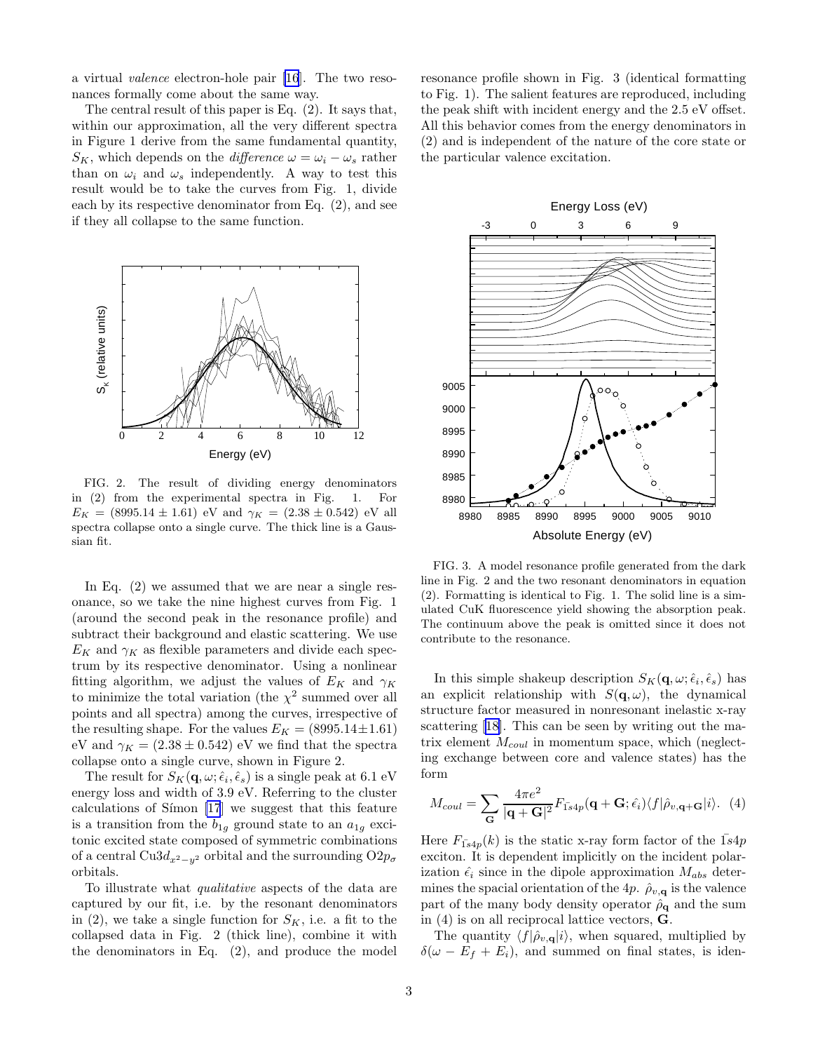a virtual *valence* electron-hole pair [16]. The two resonances formally come about the same way.

The central result of this paper is Eq. (2). It says that, within our approximation, all the very different spectra in Figure 1 derive from the same fundamental quantity, $S_K$, which depends on the *difference* $\omega = \omega_i - \omega_s$ rather than on $\omega_i$ and $\omega_s$ independently. A way to test this result would be to take the curves from Fig. 1, divide each by its respective denominator from Eq. (2), and see if they all collapse to the same function.

FIG. 2. The result of dividing energy denominators in (2) from the experimental spectra in Fig. 1. For $E_K = (8995.14 \pm 1.61)$ eV and $\gamma_K = (2.38 \pm 0.542)$ eV all spectra collapse onto a single curve. The thick line is a Gaussian fit.

In Eq. (2) we assumed that we are near a single resonance, so we take the nine highest curves from Fig. 1 (around the second peak in the resonance profile) and subtract their background and elastic scattering. We use $E_K$ and $\gamma_K$ as flexible parameters and divide each spectrum by its respective denominator. Using a nonlinear fitting algorithm, we adjust the values of $E_K$ and $\gamma_K$ to minimize the total variation (the $\chi^2$ summed over all points and all spectra) among the curves, irrespective of the resulting shape. For the values $E_K = (8995.14 \pm 1.61)$ eV and $\gamma_K = (2.38 \pm 0.542)$ eV we find that the spectra collapse onto a single curve, shown in Figure 2.

The result for $S_K(\mathbf{q}, \omega; \hat{\epsilon}_i, \hat{\epsilon}_s)$ is a single peak at 6.1 eV energy loss and width of 3.9 eV. Referring to the cluster calculations of Símon [17] we suggest that this feature is a transition from the $b_{1g}$ ground state to an $a_{1g}$ excitonic excited state composed of symmetric combinations of a central $\mathrm{Cu}3d_{x^2-y^2}$ orbital and the surrounding $\mathrm{O}2p_\sigma$ orbitals.

To illustrate what *qualitative* aspects of the data are captured by our fit, i.e. by the resonant denominators in (2), we take a single function for $S_K$, i.e. a fit to the collapsed data in Fig. 2 (thick line), combine it with the denominators in Eq. (2), and produce the model resonance profile shown in Fig. 3 (identical formatting to Fig. 1). The salient features are reproduced, including the peak shift with incident energy and the 2.5 eV offset. All this behavior comes from the energy denominators in (2) and is independent of the nature of the core state or the particular valence excitation.

FIG. 3. A model resonance profile generated from the dark line in Fig. 2 and the two resonant denominators in equation (2). Formatting is identical to Fig. 1. The solid line is a simulated CuK fluorescence yield showing the absorption peak. The continuum above the peak is omitted since it does not contribute to the resonance.

In this simple shakeup description $S_K(\mathbf{q}, \omega; \hat{\epsilon}_i, \hat{\epsilon}_s)$ has an explicit relationship with $S(\mathbf{q}, \omega)$, the dynamical structure factor measured in nonresonant inelastic x-ray scattering [18]. This can be seen by writing out the matrix element $M_{coul}$ in momentum space, which (neglecting exchange between core and valence states) has the form

$$M_{coul} = \sum_{\mathbf{G}} \frac{4\pi e^2}{|\mathbf{q}+\mathbf{G}|^2} F_{\bar{1}s4p}(\mathbf{q}+\mathbf{G}; \hat{\epsilon}_i) \langle f|\hat{\rho}_{v,\mathbf{q}+\mathbf{G}}|i\rangle. \quad (4)$$

Here $F_{\bar{1}s4p}(k)$ is the static x-ray form factor of the $\bar{1}s4p$ exciton. It is dependent implicitly on the incident polarization $\hat{\epsilon}_i$ since in the dipole approximation $M_{abs}$ determines the spacial orientation of the $4p$. $\hat{\rho}_{v,\mathbf{q}}$ is the valence part of the many body density operator $\hat{\rho}_{\mathbf{q}}$ and the sum in (4) is on all reciprocal lattice vectors, $\mathbf{G}$.

The quantity $\langle f|\hat{\rho}_{v,\mathbf{q}}|i\rangle$, when squared, multiplied by $\delta(\omega - E_f + E_i)$, and summed on final states, is iden-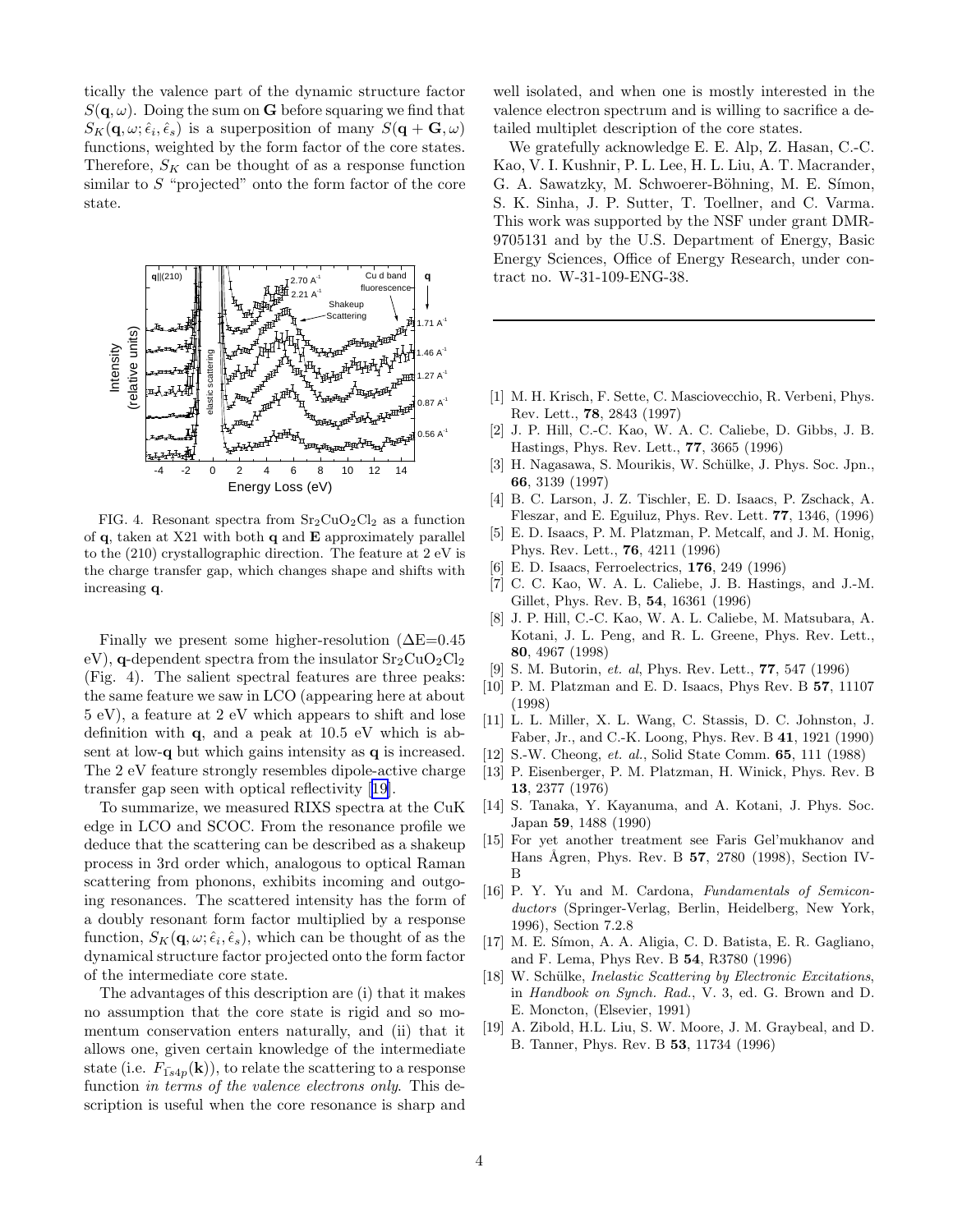tically the valence part of the dynamic structure factor $S(\mathbf{q}, \omega)$. Doing the sum on $\mathbf{G}$ before squaring we find that $S_K(\mathbf{q}, \omega; \hat{\epsilon}_i, \hat{\epsilon}_s)$ is a superposition of many $S(\mathbf{q} + \mathbf{G}, \omega)$ functions, weighted by the form factor of the core states. Therefore, $S_K$ can be thought of as a response function similar to $S$ "projected" onto the form factor of the core state.

q||(210)

2.70 A$^{-1}$

2.21 A$^{-1}$

Cu d band fluorescence

q

Shakeup Scattering

1.71 A$^{-1}$

1.46 A$^{-1}$

1.27 A$^{-1}$

0.87 A$^{-1}$

0.56 A$^{-1}$

elastic scattering

Intensity (relative units)

-4 -2 0 2 4 6 8 10 12 14

Energy Loss (eV)

FIG. 4. Resonant spectra from $Sr_2CuO_2Cl_2$ as a function of $\mathbf{q}$, taken at X21 with both $\mathbf{q}$ and $\mathbf{E}$ approximately parallel to the (210) crystallographic direction. The feature at 2 eV is the charge transfer gap, which changes shape and shifts with increasing $\mathbf{q}$.

Finally we present some higher-resolution ($\Delta$E=0.45 eV), $\mathbf{q}$-dependent spectra from the insulator $Sr_2CuO_2Cl_2$ (Fig. 4). The salient spectral features are three peaks: the same feature we saw in LCO (appearing here at about 5 eV), a feature at 2 eV which appears to shift and lose definition with $\mathbf{q}$, and a peak at 10.5 eV which is absent at low-$\mathbf{q}$ but which gains intensity as $\mathbf{q}$ is increased. The 2 eV feature strongly resembles dipole-active charge transfer gap seen with optical reflectivity [19].

To summarize, we measured RIXS spectra at the CuK edge in LCO and SCOC. From the resonance profile we deduce that the scattering can be described as a shakeup process in 3rd order which, analogous to optical Raman scattering from phonons, exhibits incoming and outgoing resonances. The scattered intensity has the form of a doubly resonant form factor multiplied by a response function, $S_K(\mathbf{q}, \omega; \hat{\epsilon}_i, \hat{\epsilon}_s)$, which can be thought of as the dynamical structure factor projected onto the form factor of the intermediate core state.

The advantages of this description are (i) that it makes no assumption that the core state is rigid and so momentum conservation enters naturally, and (ii) that it allows one, given certain knowledge of the intermediate state (i.e. $F_{\bar{1}s4p}(\mathbf{k})$), to relate the scattering to a response function *in terms of the valence electrons only*. This description is useful when the core resonance is sharp and well isolated, and when one is mostly interested in the valence electron spectrum and is willing to sacrifice a detailed multiplet description of the core states.

We gratefully acknowledge E. E. Alp, Z. Hasan, C.-C. Kao, V. I. Kushnir, P. L. Lee, H. L. Liu, A. T. Macrander, G. A. Sawatzky, M. Schwoerer-Böhning, M. E. Símon, S. K. Sinha, J. P. Sutter, T. Toellner, and C. Varma. This work was supported by the NSF under grant DMR-9705131 and by the U.S. Department of Energy, Basic Energy Sciences, Office of Energy Research, under contract no. W-31-109-ENG-38.

---

[1] M. H. Krisch, F. Sette, C. Masciovecchio, R. Verbeni, Phys. Rev. Lett., **78**, 2843 (1997)

[2] J. P. Hill, C.-C. Kao, W. A. C. Caliebe, D. Gibbs, J. B. Hastings, Phys. Rev. Lett., **77**, 3665 (1996)

[3] H. Nagasawa, S. Mourikis, W. Schülke, J. Phys. Soc. Jpn., **66**, 3139 (1997)

[4] B. C. Larson, J. Z. Tischler, E. D. Isaacs, P. Zschack, A. Fleszar, and E. Eguiluz, Phys. Rev. Lett. **77**, 1346, (1996)

[5] E. D. Isaacs, P. M. Platzman, P. Metcalf, and J. M. Honig, Phys. Rev. Lett., **76**, 4211 (1996)

[6] E. D. Isaacs, Ferroelectrics, **176**, 249 (1996)

[7] C. C. Kao, W. A. L. Caliebe, J. B. Hastings, and J.-M. Gillet, Phys. Rev. B, **54**, 16361 (1996)

[8] J. P. Hill, C.-C. Kao, W. A. L. Caliebe, M. Matsubara, A. Kotani, J. L. Peng, and R. L. Greene, Phys. Rev. Lett., **80**, 4967 (1998)

[9] S. M. Butorin, *et. al*, Phys. Rev. Lett., **77**, 547 (1996)

[10] P. M. Platzman and E. D. Isaacs, Phys Rev. B **57**, 11107 (1998)

[11] L. L. Miller, X. L. Wang, S. Stassis, D. C. Johnston, J. Faber, Jr., and C.-K. Loong, Phys. Rev. B **41**, 1921 (1990)

[12] S.-W. Cheong, *et. al.*, Solid State Comm. **65**, 111 (1988)

[13] P. Eisenberger, P. M. Platzman, H. Winick, Phys. Rev. B **13**, 2377 (1976)

[14] S. Tanaka, Y. Kayanuma, and A. Kotani, J. Phys. Soc. Japan **59**, 1488 (1990)

[15] For yet another treatment see Faris Gel'mukhanov and Hans Ågren, Phys. Rev. B **57**, 2780 (1998), Section IV-B

[16] P. Y. Yu and M. Cardona, *Fundamentals of Semiconductors* (Springer-Verlag, Berlin, Heidelberg, New York, 1996), Section 7.2.8

[17] M. E. Símon, A. A. Aligia, C. D. Batista, E. R. Gagliano, and F. Lema, Phys Rev. B **54**, R3780 (1996)

[18] W. Schülke, *Inelastic Scattering by Electronic Excitations*, in *Handbook on Synch. Rad.*, V. 3, ed. G. Brown and D. E. Moncton, (Elsevier, 1991)

[19] A. Zibold, H.L. Liu, S. W. Moore, J. M. Graybeal, and D. B. Tanner, Phys. Rev. B **53**, 11734 (1996)